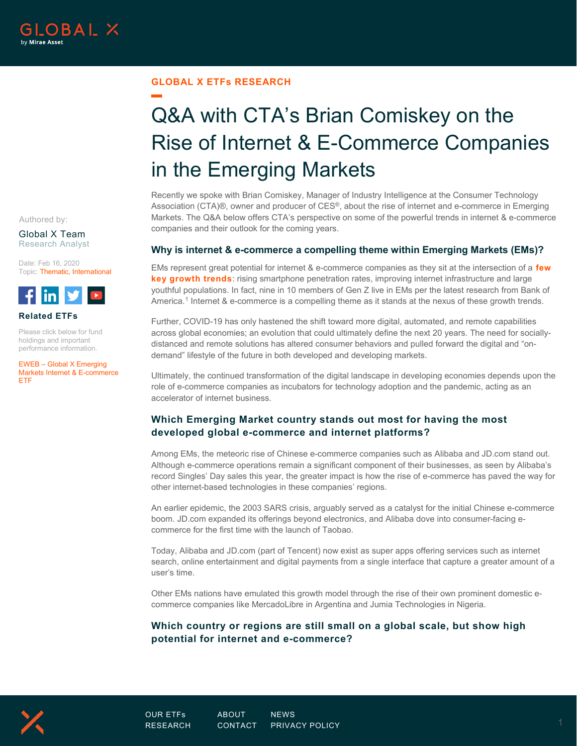GLOBAL X ETFs RESEARCH

# Q&A with CTA's Brian Comiskey on the Rise of Internet & E-Commerce Companies in the Emerging Markets

Authored by:

Global X Team
Research Analyst

Date: Feb 16, 2020
Topic: Thematic, International

**Related ETFs**

Please click below for fund holdings and important performance information.

EWEB – Global X Emerging Markets Internet & E-commerce ETF

Recently we spoke with Brian Comiskey, Manager of Industry Intelligence at the Consumer Technology Association (CTA)®, owner and producer of CES®, about the rise of internet and e-commerce in Emerging Markets. The Q&A below offers CTA's perspective on some of the powerful trends in internet & e-commerce companies and their outlook for the coming years.

### Why is internet & e-commerce a compelling theme within Emerging Markets (EMs)?

EMs represent great potential for internet & e-commerce companies as they sit at the intersection of a **few key growth trends**: rising smartphone penetration rates, improving internet infrastructure and large youthful populations. In fact, nine in 10 members of Gen Z live in EMs per the latest research from Bank of America.[1] Internet & e-commerce is a compelling theme as it stands at the nexus of these growth trends.

Further, COVID-19 has only hastened the shift toward more digital, automated, and remote capabilities across global economies; an evolution that could ultimately define the next 20 years. The need for socially-distanced and remote solutions has altered consumer behaviors and pulled forward the digital and "on-demand" lifestyle of the future in both developed and developing markets.

Ultimately, the continued transformation of the digital landscape in developing economies depends upon the role of e-commerce companies as incubators for technology adoption and the pandemic, acting as an accelerator of internet business.

### Which Emerging Market country stands out most for having the most developed global e-commerce and internet platforms?

Among EMs, the meteoric rise of Chinese e-commerce companies such as Alibaba and JD.com stand out. Although e-commerce operations remain a significant component of their businesses, as seen by Alibaba's record Singles' Day sales this year, the greater impact is how the rise of e-commerce has paved the way for other internet-based technologies in these companies' regions.

An earlier epidemic, the 2003 SARS crisis, arguably served as a catalyst for the initial Chinese e-commerce boom. JD.com expanded its offerings beyond electronics, and Alibaba dove into consumer-facing e-commerce for the first time with the launch of Taobao.

Today, Alibaba and JD.com (part of Tencent) now exist as super apps offering services such as internet search, online entertainment and digital payments from a single interface that capture a greater amount of a user's time.

Other EMs nations have emulated this growth model through the rise of their own prominent domestic e-commerce companies like MercadoLibre in Argentina and Jumia Technologies in Nigeria.

### Which country or regions are still small on a global scale, but show high potential for internet and e-commerce?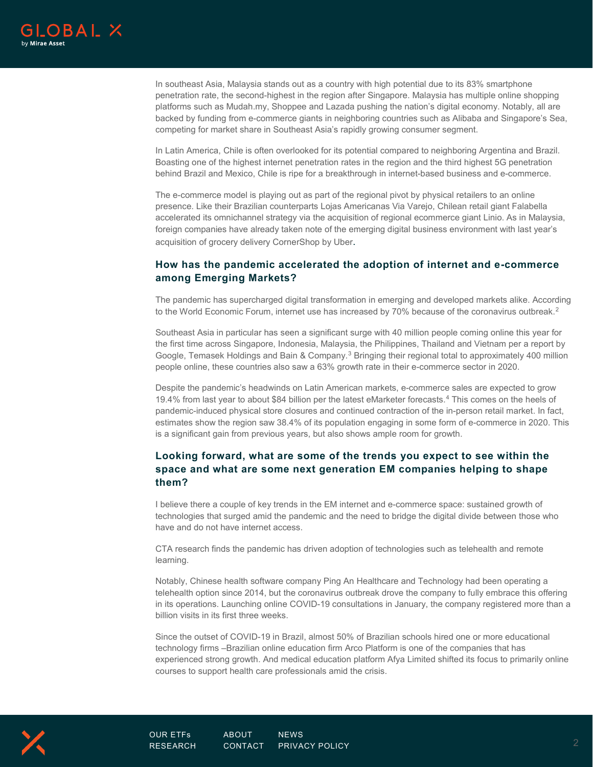In southeast Asia, Malaysia stands out as a country with high potential due to its 83% smartphone penetration rate, the second-highest in the region after Singapore. Malaysia has multiple online shopping platforms such as Mudah.my, Shoppee and Lazada pushing the nation's digital economy. Notably, all are backed by funding from e-commerce giants in neighboring countries such as Alibaba and Singapore's Sea, competing for market share in Southeast Asia's rapidly growing consumer segment.

In Latin America, Chile is often overlooked for its potential compared to neighboring Argentina and Brazil. Boasting one of the highest internet penetration rates in the region and the third highest 5G penetration behind Brazil and Mexico, Chile is ripe for a breakthrough in internet-based business and e-commerce.

The e-commerce model is playing out as part of the regional pivot by physical retailers to an online presence. Like their Brazilian counterparts Lojas Americanas Via Varejo, Chilean retail giant Falabella accelerated its omnichannel strategy via the acquisition of regional ecommerce giant Linio. As in Malaysia, foreign companies have already taken note of the emerging digital business environment with last year's acquisition of grocery delivery CornerShop by Uber.

## How has the pandemic accelerated the adoption of internet and e-commerce among Emerging Markets?

The pandemic has supercharged digital transformation in emerging and developed markets alike. According to the World Economic Forum, internet use has increased by 70% because of the coronavirus outbreak.[2]

Southeast Asia in particular has seen a significant surge with 40 million people coming online this year for the first time across Singapore, Indonesia, Malaysia, the Philippines, Thailand and Vietnam per a report by Google, Temasek Holdings and Bain & Company.[3] Bringing their regional total to approximately 400 million people online, these countries also saw a 63% growth rate in their e-commerce sector in 2020.

Despite the pandemic's headwinds on Latin American markets, e-commerce sales are expected to grow 19.4% from last year to about $84 billion per the latest eMarketer forecasts.[4] This comes on the heels of pandemic-induced physical store closures and continued contraction of the in-person retail market. In fact, estimates show the region saw 38.4% of its population engaging in some form of e-commerce in 2020. This is a significant gain from previous years, but also shows ample room for growth.

## Looking forward, what are some of the trends you expect to see within the space and what are some next generation EM companies helping to shape them?

I believe there a couple of key trends in the EM internet and e-commerce space: sustained growth of technologies that surged amid the pandemic and the need to bridge the digital divide between those who have and do not have internet access.

CTA research finds the pandemic has driven adoption of technologies such as telehealth and remote learning.

Notably, Chinese health software company Ping An Healthcare and Technology had been operating a telehealth option since 2014, but the coronavirus outbreak drove the company to fully embrace this offering in its operations. Launching online COVID-19 consultations in January, the company registered more than a billion visits in its first three weeks.

Since the outset of COVID-19 in Brazil, almost 50% of Brazilian schools hired one or more educational technology firms –Brazilian online education firm Arco Platform is one of the companies that has experienced strong growth. And medical education platform Afya Limited shifted its focus to primarily online courses to support health care professionals amid the crisis.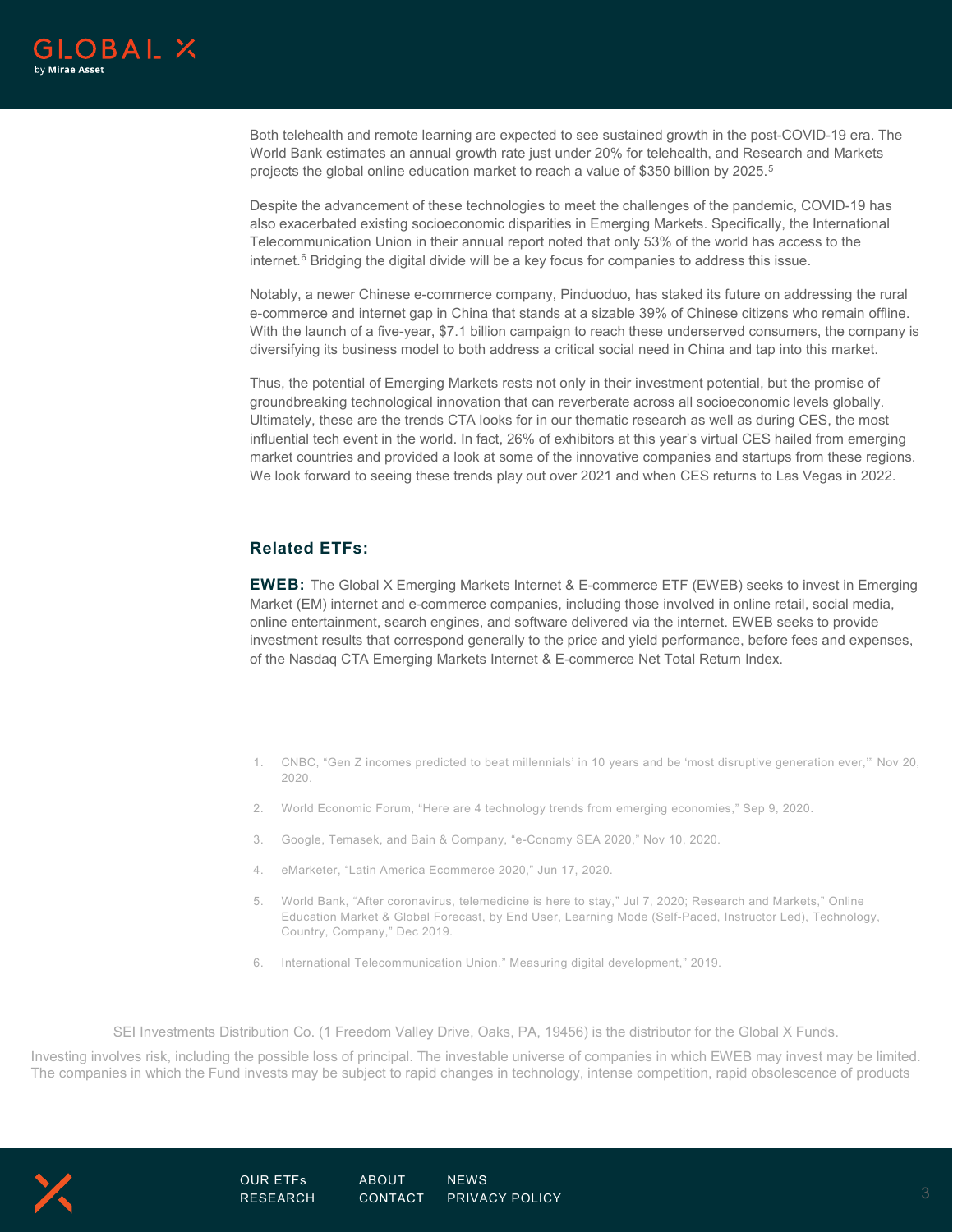Both telehealth and remote learning are expected to see sustained growth in the post-COVID-19 era. The World Bank estimates an annual growth rate just under 20% for telehealth, and Research and Markets projects the global online education market to reach a value of $350 billion by 2025.[5]

Despite the advancement of these technologies to meet the challenges of the pandemic, COVID-19 has also exacerbated existing socioeconomic disparities in Emerging Markets. Specifically, the International Telecommunication Union in their annual report noted that only 53% of the world has access to the internet.[6] Bridging the digital divide will be a key focus for companies to address this issue.

Notably, a newer Chinese e-commerce company, Pinduoduo, has staked its future on addressing the rural e-commerce and internet gap in China that stands at a sizable 39% of Chinese citizens who remain offline. With the launch of a five-year, $7.1 billion campaign to reach these underserved consumers, the company is diversifying its business model to both address a critical social need in China and tap into this market.

Thus, the potential of Emerging Markets rests not only in their investment potential, but the promise of groundbreaking technological innovation that can reverberate across all socioeconomic levels globally. Ultimately, these are the trends CTA looks for in our thematic research as well as during CES, the most influential tech event in the world. In fact, 26% of exhibitors at this year's virtual CES hailed from emerging market countries and provided a look at some of the innovative companies and startups from these regions. We look forward to seeing these trends play out over 2021 and when CES returns to Las Vegas in 2022.

### Related ETFs:

**EWEB:** The Global X Emerging Markets Internet & E-commerce ETF (EWEB) seeks to invest in Emerging Market (EM) internet and e-commerce companies, including those involved in online retail, social media, online entertainment, search engines, and software delivered via the internet. EWEB seeks to provide investment results that correspond generally to the price and yield performance, before fees and expenses, of the Nasdaq CTA Emerging Markets Internet & E-commerce Net Total Return Index.

1. CNBC, "Gen Z incomes predicted to beat millennials' in 10 years and be 'most disruptive generation ever,'" Nov 20, 2020.
2. World Economic Forum, "Here are 4 technology trends from emerging economies," Sep 9, 2020.
3. Google, Temasek, and Bain & Company, "e-Conomy SEA 2020," Nov 10, 2020.
4. eMarketer, "Latin America Ecommerce 2020," Jun 17, 2020.
5. World Bank, "After coronavirus, telemedicine is here to stay," Jul 7, 2020; Research and Markets," Online Education Market & Global Forecast, by End User, Learning Mode (Self-Paced, Instructor Led), Technology, Country, Company," Dec 2019.
6. International Telecommunication Union," Measuring digital development," 2019.

SEI Investments Distribution Co. (1 Freedom Valley Drive, Oaks, PA, 19456) is the distributor for the Global X Funds.

Investing involves risk, including the possible loss of principal. The investable universe of companies in which EWEB may invest may be limited. The companies in which the Fund invests may be subject to rapid changes in technology, intense competition, rapid obsolescence of products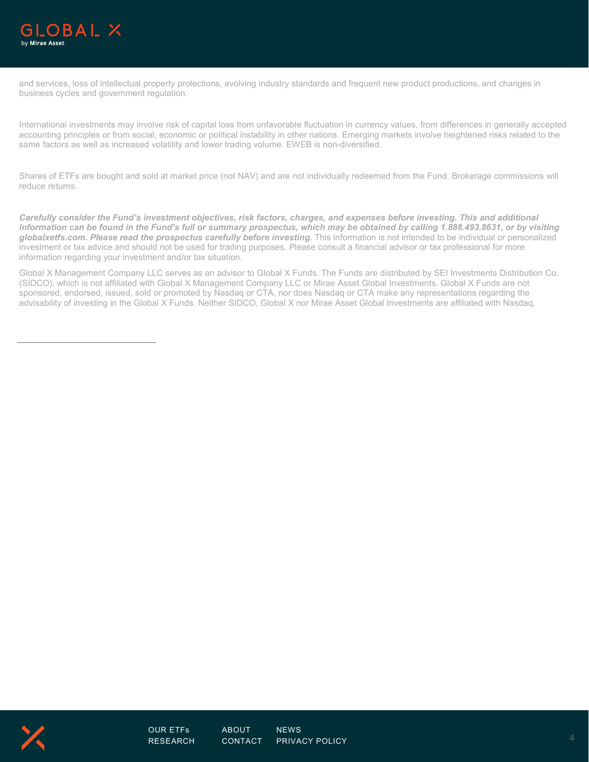and services, loss of intellectual property protections, evolving industry standards and frequent new product productions, and changes in business cycles and government regulation.

International investments may involve risk of capital loss from unfavorable fluctuation in currency values, from differences in generally accepted accounting principles or from social, economic or political instability in other nations. Emerging markets involve heightened risks related to the same factors as well as increased volatility and lower trading volume. EWEB is non-diversified.

Shares of ETFs are bought and sold at market price (not NAV) and are not individually redeemed from the Fund. Brokerage commissions will reduce returns.

***Carefully consider the Fund's investment objectives, risk factors, charges, and expenses before investing. This and additional information can be found in the Fund's full or summary prospectus, which may be obtained by calling 1.888.493.8631, or by visiting globalxetfs.com. Please read the prospectus carefully before investing.*** This information is not intended to be individual or personalized investment or tax advice and should not be used for trading purposes. Please consult a financial advisor or tax professional for more information regarding your investment and/or tax situation.

Global X Management Company LLC serves as an advisor to Global X Funds. The Funds are distributed by SEI Investments Distribution Co. (SIDCO), which is not affiliated with Global X Management Company LLC or Mirae Asset Global Investments. Global X Funds are not sponsored, endorsed, issued, sold or promoted by Nasdaq or CTA, nor does Nasdaq or CTA make any representations regarding the advisability of investing in the Global X Funds. Neither SIDCO, Global X nor Mirae Asset Global Investments are affiliated with Nasdaq.